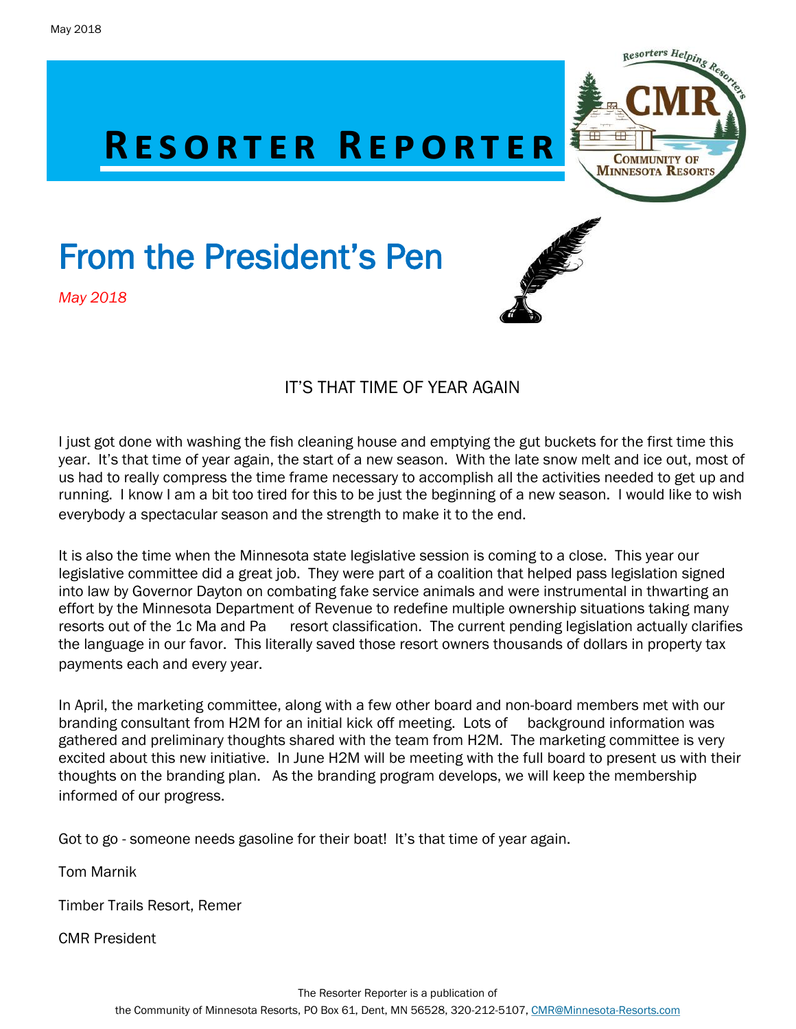# RESORTER REPORTER

## From the President's Pen

*May 2018*

IT'S THAT TIME OF YEAR AGAIN

I just got done with washing the fish cleaning house and emptying the gut buckets for the first time this year. It's that time of year again, the start of a new season. With the late snow melt and ice out, most of us had to really compress the time frame necessary to accomplish all the activities needed to get up and running. I know I am a bit too tired for this to be just the beginning of a new season. I would like to wish everybody a spectacular season and the strength to make it to the end.

It is also the time when the Minnesota state legislative session is coming to a close. This year our legislative committee did a great job. They were part of a coalition that helped pass legislation signed into law by Governor Dayton on combating fake service animals and were instrumental in thwarting an effort by the Minnesota Department of Revenue to redefine multiple ownership situations taking many resorts out of the 1c Ma and Pa resort classification. The current pending legislation actually clarifies the language in our favor. This literally saved those resort owners thousands of dollars in property tax payments each and every year.

In April, the marketing committee, along with a few other board and non-board members met with our branding consultant from H2M for an initial kick off meeting. Lots of background information was gathered and preliminary thoughts shared with the team from H2M. The marketing committee is very excited about this new initiative. In June H2M will be meeting with the full board to present us with their thoughts on the branding plan. As the branding program develops, we will keep the membership informed of our progress.

Got to go - someone needs gasoline for their boat! It's that time of year again.

Tom Marnik

Timber Trails Resort, Remer

CMR President

The Resorter Reporter is a publication of the Community of Minnesota Resorts, PO Box 61, Dent, MN 56528, 320-212-5107, CMR@Minnesota-Resorts.com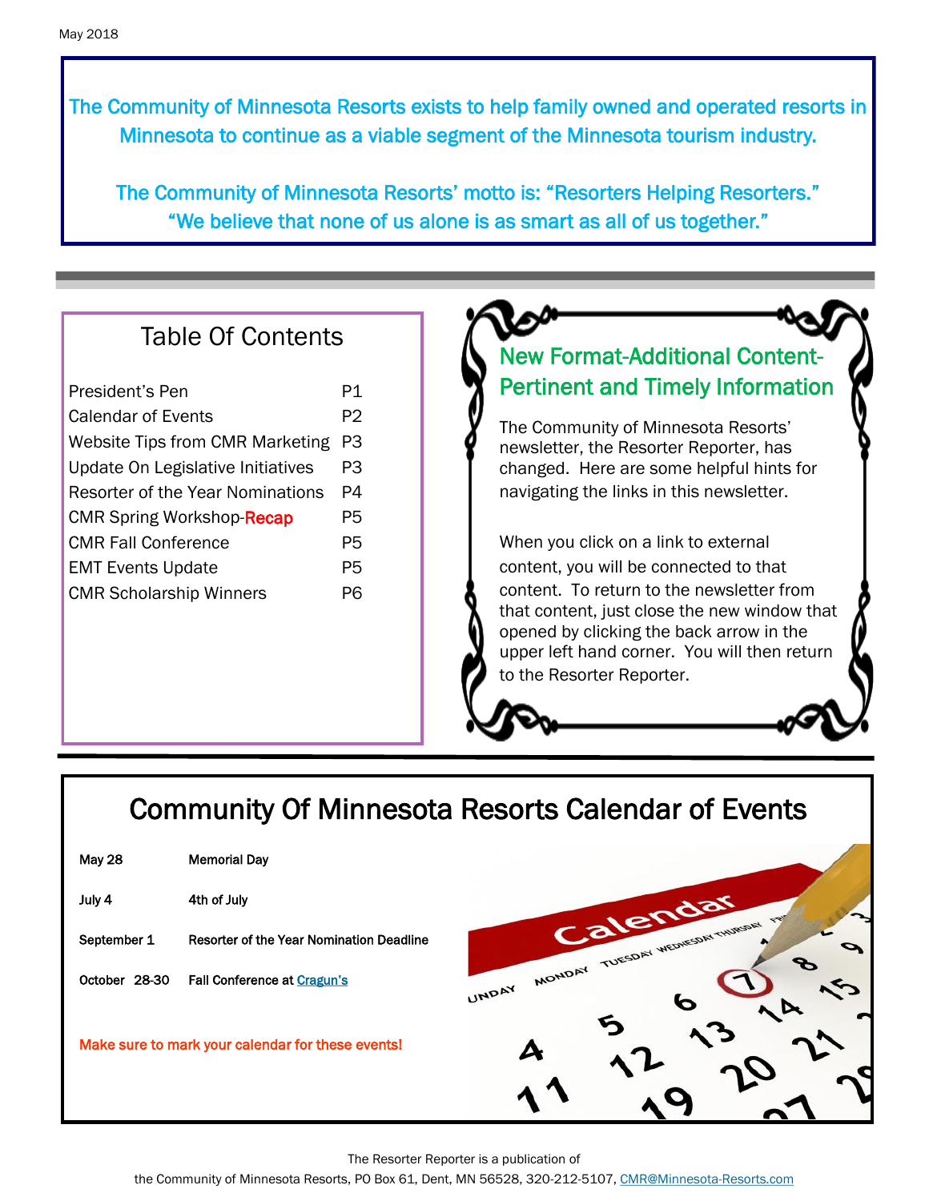May 2018

The Community of Minnesota Resorts exists to help family owned and operated resorts in Minnesota to continue as a viable segment of the Minnesota tourism industry.

The Community of Minnesota Resorts' motto is: "Resorters Helping Resorters."
"We believe that none of us alone is as smart as all of us together."

## Table Of Contents

| | |
|---|---|
| President's Pen | P1 |
| Calendar of Events | P2 |
| Website Tips from CMR Marketing | P3 |
| Update On Legislative Initiatives | P3 |
| Resorter of the Year Nominations | P4 |
| CMR Spring Workshop-Recap | P5 |
| CMR Fall Conference | P5 |
| EMT Events Update | P5 |
| CMR Scholarship Winners | P6 |

## New Format-Additional Content-Pertinent and Timely Information

The Community of Minnesota Resorts' newsletter, the Resorter Reporter, has changed. Here are some helpful hints for navigating the links in this newsletter.

When you click on a link to external content, you will be connected to that content. To return to the newsletter from that content, just close the new window that opened by clicking the back arrow in the upper left hand corner. You will then return to the Resorter Reporter.

## Community Of Minnesota Resorts Calendar of Events

| | |
|---|---|
| May 28 | Memorial Day |
| July 4 | 4th of July |
| September 1 | Resorter of the Year Nomination Deadline |
| October 28-30 | Fall Conference at Cragun's |

Make sure to mark your calendar for these events!

The Resorter Reporter is a publication of
the Community of Minnesota Resorts, PO Box 61, Dent, MN 56528, 320-212-5107, CMR@Minnesota-Resorts.com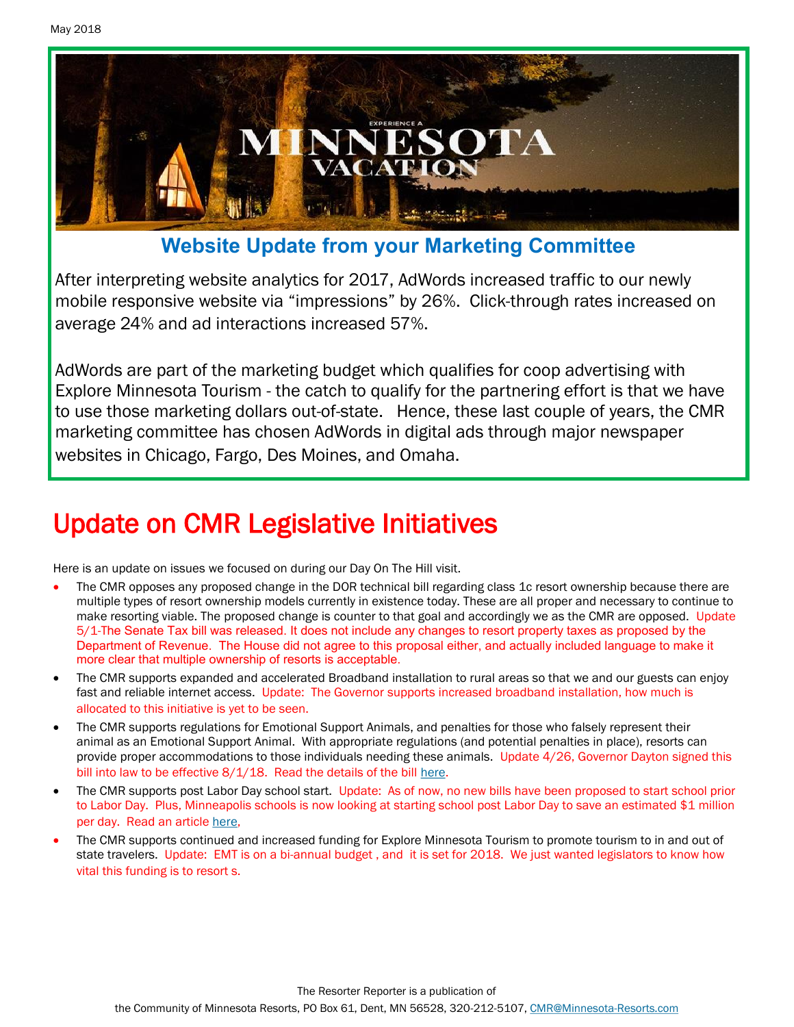May 2018

## Website Update from your Marketing Committee

After interpreting website analytics for 2017, AdWords increased traffic to our newly mobile responsive website via "impressions" by 26%. Click-through rates increased on average 24% and ad interactions increased 57%.

AdWords are part of the marketing budget which qualifies for coop advertising with Explore Minnesota Tourism - the catch to qualify for the partnering effort is that we have to use those marketing dollars out-of-state. Hence, these last couple of years, the CMR marketing committee has chosen AdWords in digital ads through major newspaper websites in Chicago, Fargo, Des Moines, and Omaha.

# Update on CMR Legislative Initiatives

Here is an update on issues we focused on during our Day On The Hill visit.

- The CMR opposes any proposed change in the DOR technical bill regarding class 1c resort ownership because there are multiple types of resort ownership models currently in existence today. These are all proper and necessary to continue to make resorting viable. The proposed change is counter to that goal and accordingly we as the CMR are opposed. Update 5/1-The Senate Tax bill was released. It does not include any changes to resort property taxes as proposed by the Department of Revenue. The House did not agree to this proposal either, and actually included language to make it more clear that multiple ownership of resorts is acceptable.
- The CMR supports expanded and accelerated Broadband installation to rural areas so that we and our guests can enjoy fast and reliable internet access. Update: The Governor supports increased broadband installation, how much is allocated to this initiative is yet to be seen.
- The CMR supports regulations for Emotional Support Animals, and penalties for those who falsely represent their animal as an Emotional Support Animal. With appropriate regulations (and potential penalties in place), resorts can provide proper accommodations to those individuals needing these animals. Update 4/26, Governor Dayton signed this bill into law to be effective 8/1/18. Read the details of the bill here.
- The CMR supports post Labor Day school start. Update: As of now, no new bills have been proposed to start school prior to Labor Day. Plus, Minneapolis schools is now looking at starting school post Labor Day to save an estimated $1 million per day. Read an article here,
- The CMR supports continued and increased funding for Explore Minnesota Tourism to promote tourism to in and out of state travelers. Update: EMT is on a bi-annual budget , and it is set for 2018. We just wanted legislators to know how vital this funding is to resort s.

The Resorter Reporter is a publication of the Community of Minnesota Resorts, PO Box 61, Dent, MN 56528, 320-212-5107, CMR@Minnesota-Resorts.com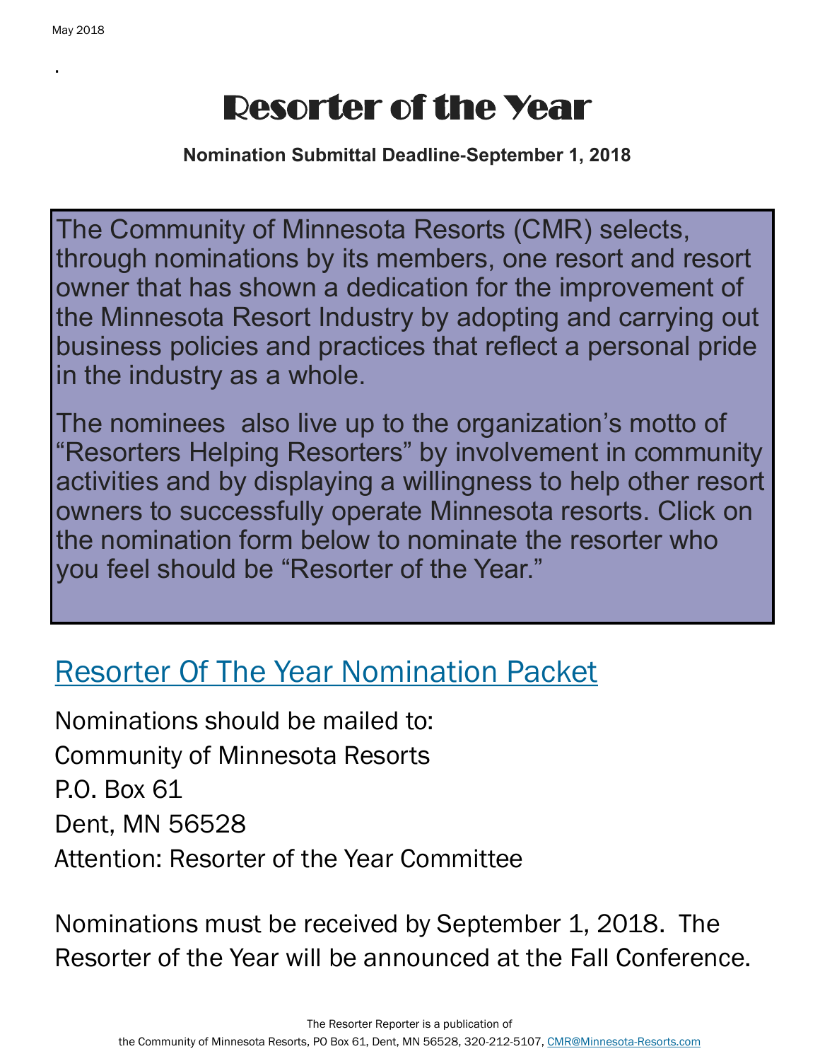# Resorter of the Year

**Nomination Submittal Deadline-September 1, 2018**

The Community of Minnesota Resorts (CMR) selects, through nominations by its members, one resort and resort owner that has shown a dedication for the improvement of the Minnesota Resort Industry by adopting and carrying out business policies and practices that reflect a personal pride in the industry as a whole.

The nominees also live up to the organization's motto of "Resorters Helping Resorters" by involvement in community activities and by displaying a willingness to help other resort owners to successfully operate Minnesota resorts. Click on the nomination form below to nominate the resorter who you feel should be "Resorter of the Year."

## Resorter Of The Year Nomination Packet

Nominations should be mailed to:
Community of Minnesota Resorts
P.O. Box 61
Dent, MN 56528
Attention: Resorter of the Year Committee

Nominations must be received by September 1, 2018. The Resorter of the Year will be announced at the Fall Conference.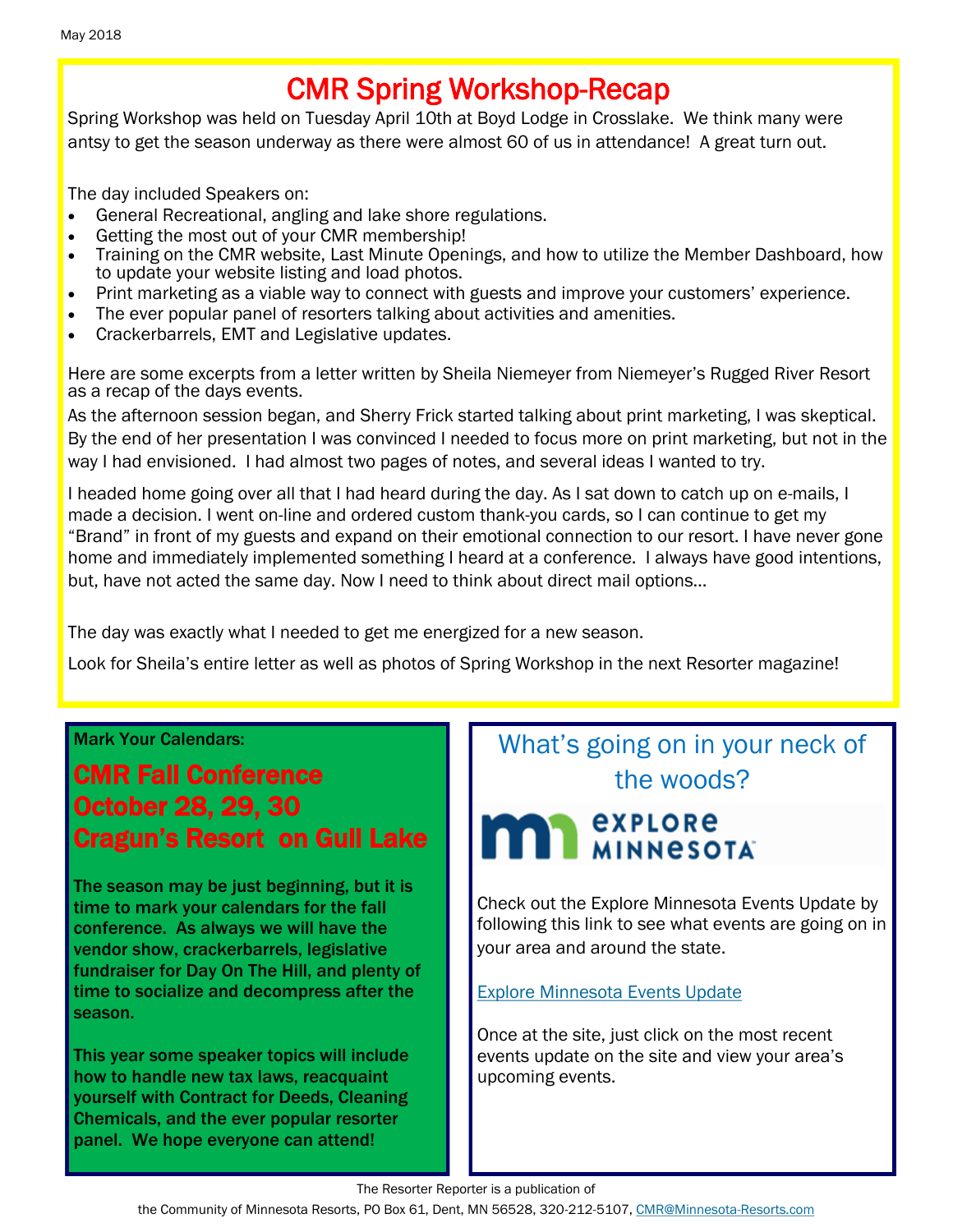May 2018

# CMR Spring Workshop-Recap

Spring Workshop was held on Tuesday April 10th at Boyd Lodge in Crosslake. We think many were antsy to get the season underway as there were almost 60 of us in attendance! A great turn out.

The day included Speakers on:

- General Recreational, angling and lake shore regulations.
- Getting the most out of your CMR membership!
- Training on the CMR website, Last Minute Openings, and how to utilize the Member Dashboard, how to update your website listing and load photos.
- Print marketing as a viable way to connect with guests and improve your customers' experience.
- The ever popular panel of resorters talking about activities and amenities.
- Crackerbarrels, EMT and Legislative updates.

Here are some excerpts from a letter written by Sheila Niemeyer from Niemeyer's Rugged River Resort as a recap of the days events.

As the afternoon session began, and Sherry Frick started talking about print marketing, I was skeptical. By the end of her presentation I was convinced I needed to focus more on print marketing, but not in the way I had envisioned. I had almost two pages of notes, and several ideas I wanted to try.

I headed home going over all that I had heard during the day. As I sat down to catch up on e-mails, I made a decision. I went on-line and ordered custom thank-you cards, so I can continue to get my "Brand" in front of my guests and expand on their emotional connection to our resort. I have never gone home and immediately implemented something I heard at a conference. I always have good intentions, but, have not acted the same day. Now I need to think about direct mail options…

The day was exactly what I needed to get me energized for a new season.

Look for Sheila's entire letter as well as photos of Spring Workshop in the next Resorter magazine!

**Mark Your Calendars:**

## CMR Fall Conference October 28, 29, 30 Cragun's Resort on Gull Lake

**The season may be just beginning, but it is time to mark your calendars for the fall conference. As always we will have the vendor show, crackerbarrels, legislative fundraiser for Day On The Hill, and plenty of time to socialize and decompress after the season.**

**This year some speaker topics will include how to handle new tax laws, reacquaint yourself with Contract for Deeds, Cleaning Chemicals, and the ever popular resorter panel. We hope everyone can attend!**

## What's going on in your neck of the woods?

EXPLORE MINNESOTA

Check out the Explore Minnesota Events Update by following this link to see what events are going on in your area and around the state.

[Explore Minnesota Events Update]

Once at the site, just click on the most recent events update on the site and view your area's upcoming events.

The Resorter Reporter is a publication of the Community of Minnesota Resorts, PO Box 61, Dent, MN 56528, 320-212-5107, CMR@Minnesota-Resorts.com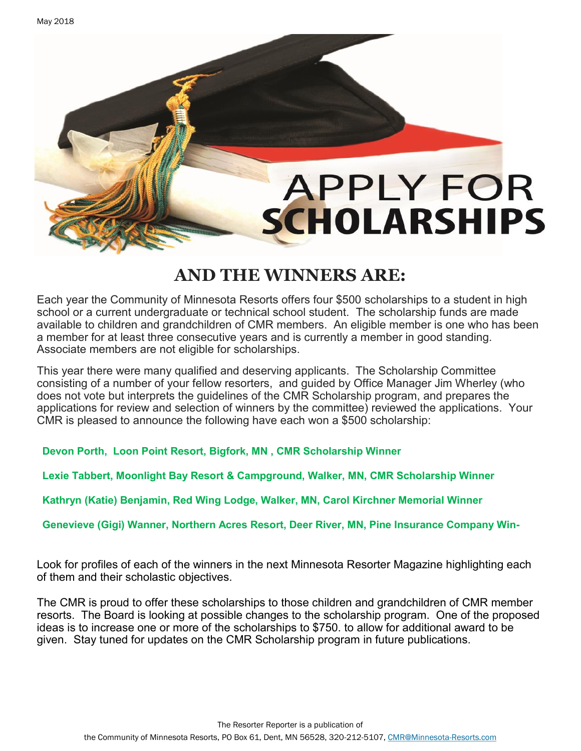May 2018

# APPLY FOR SCHOLARSHIPS

## AND THE WINNERS ARE:

Each year the Community of Minnesota Resorts offers four $500 scholarships to a student in high school or a current undergraduate or technical school student. The scholarship funds are made available to children and grandchildren of CMR members. An eligible member is one who has been a member for at least three consecutive years and is currently a member in good standing. Associate members are not eligible for scholarships.

This year there were many qualified and deserving applicants. The Scholarship Committee consisting of a number of your fellow resorters, and guided by Office Manager Jim Wherley (who does not vote but interprets the guidelines of the CMR Scholarship program, and prepares the applications for review and selection of winners by the committee) reviewed the applications. Your CMR is pleased to announce the following have each won a $500 scholarship:

**Devon Porth, Loon Point Resort, Bigfork, MN , CMR Scholarship Winner**

**Lexie Tabbert, Moonlight Bay Resort & Campground, Walker, MN, CMR Scholarship Winner**

**Kathryn (Katie) Benjamin, Red Wing Lodge, Walker, MN, Carol Kirchner Memorial Winner**

**Genevieve (Gigi) Wanner, Northern Acres Resort, Deer River, MN, Pine Insurance Company Win-**

Look for profiles of each of the winners in the next Minnesota Resorter Magazine highlighting each of them and their scholastic objectives.

The CMR is proud to offer these scholarships to those children and grandchildren of CMR member resorts. The Board is looking at possible changes to the scholarship program. One of the proposed ideas is to increase one or more of the scholarships to $750. to allow for additional award to be given. Stay tuned for updates on the CMR Scholarship program in future publications.

The Resorter Reporter is a publication of
the Community of Minnesota Resorts, PO Box 61, Dent, MN 56528, 320-212-5107, CMR@Minnesota-Resorts.com